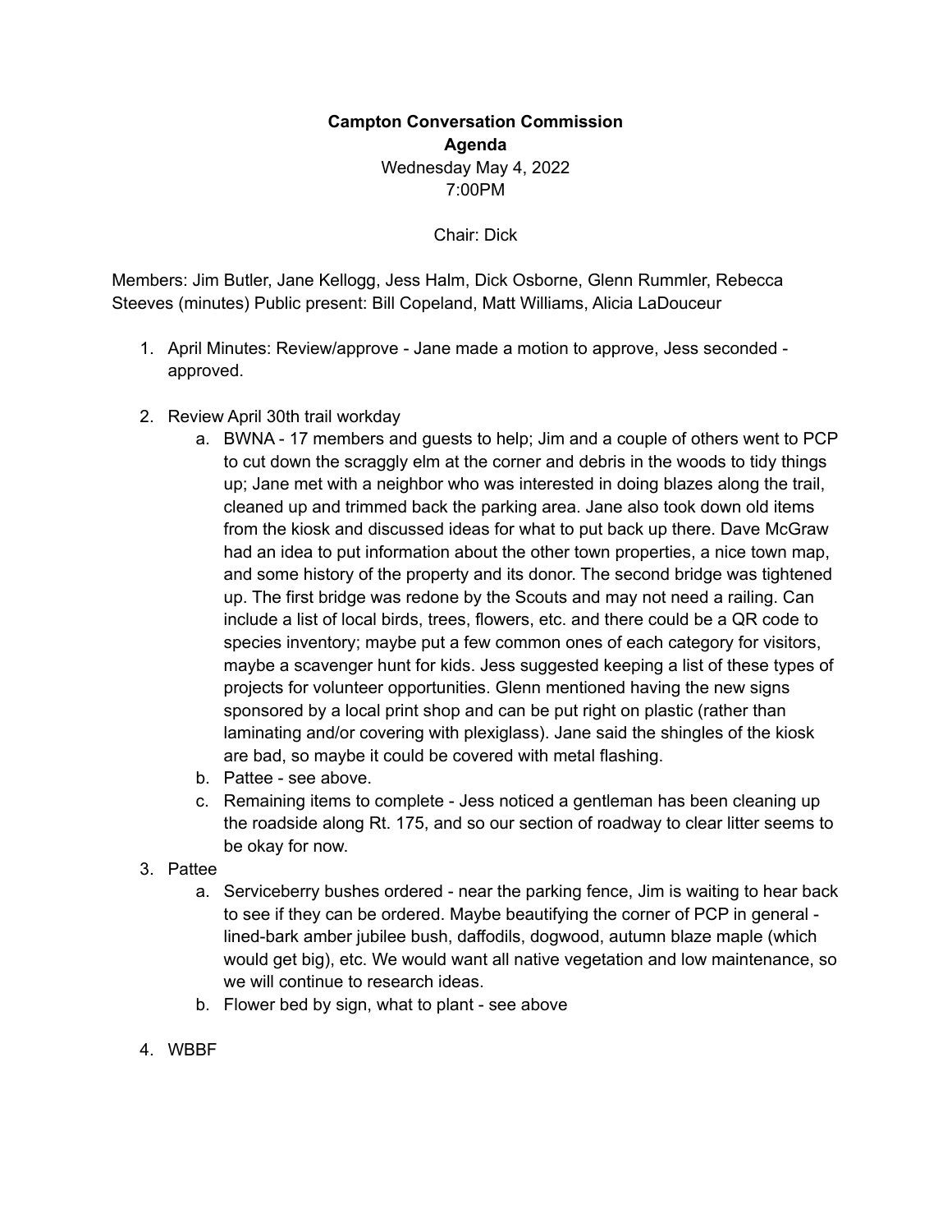**Campton Conversation Commission**
**Agenda**
Wednesday May 4, 2022
7:00PM

Chair: Dick

Members: Jim Butler, Jane Kellogg, Jess Halm, Dick Osborne, Glenn Rummler, Rebecca Steeves (minutes) Public present: Bill Copeland, Matt Williams, Alicia LaDouceur

1. April Minutes: Review/approve - Jane made a motion to approve, Jess seconded - approved.

2. Review April 30th trail workday
    a. BWNA - 17 members and guests to help; Jim and a couple of others went to PCP to cut down the scraggly elm at the corner and debris in the woods to tidy things up; Jane met with a neighbor who was interested in doing blazes along the trail, cleaned up and trimmed back the parking area. Jane also took down old items from the kiosk and discussed ideas for what to put back up there. Dave McGraw had an idea to put information about the other town properties, a nice town map, and some history of the property and its donor. The second bridge was tightened up. The first bridge was redone by the Scouts and may not need a railing. Can include a list of local birds, trees, flowers, etc. and there could be a QR code to species inventory; maybe put a few common ones of each category for visitors, maybe a scavenger hunt for kids. Jess suggested keeping a list of these types of projects for volunteer opportunities. Glenn mentioned having the new signs sponsored by a local print shop and can be put right on plastic (rather than laminating and/or covering with plexiglass). Jane said the shingles of the kiosk are bad, so maybe it could be covered with metal flashing.
    b. Pattee - see above.
    c. Remaining items to complete - Jess noticed a gentleman has been cleaning up the roadside along Rt. 175, and so our section of roadway to clear litter seems to be okay for now.

3. Pattee
    a. Serviceberry bushes ordered - near the parking fence, Jim is waiting to hear back to see if they can be ordered. Maybe beautifying the corner of PCP in general - lined-bark amber jubilee bush, daffodils, dogwood, autumn blaze maple (which would get big), etc. We would want all native vegetation and low maintenance, so we will continue to research ideas.
    b. Flower bed by sign, what to plant - see above

4. WBBF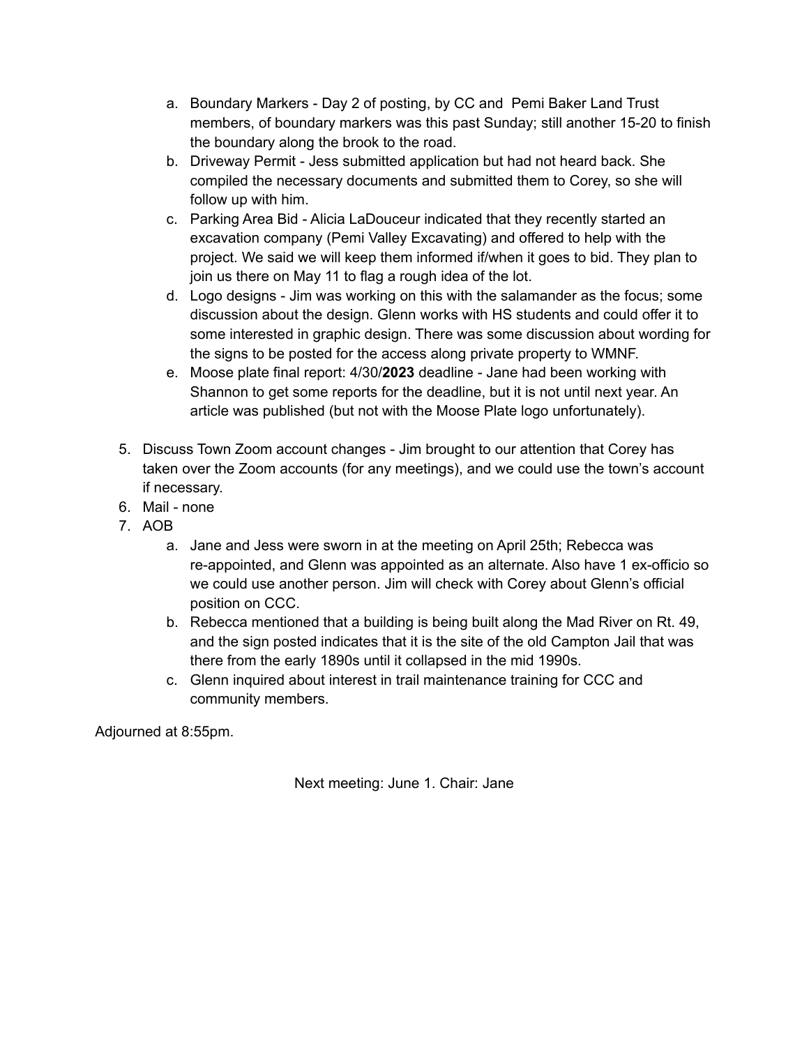a. Boundary Markers - Day 2 of posting, by CC and Pemi Baker Land Trust members, of boundary markers was this past Sunday; still another 15-20 to finish the boundary along the brook to the road.
b. Driveway Permit - Jess submitted application but had not heard back. She compiled the necessary documents and submitted them to Corey, so she will follow up with him.
c. Parking Area Bid - Alicia LaDouceur indicated that they recently started an excavation company (Pemi Valley Excavating) and offered to help with the project. We said we will keep them informed if/when it goes to bid. They plan to join us there on May 11 to flag a rough idea of the lot.
d. Logo designs - Jim was working on this with the salamander as the focus; some discussion about the design. Glenn works with HS students and could offer it to some interested in graphic design. There was some discussion about wording for the signs to be posted for the access along private property to WMNF.
e. Moose plate final report: 4/30/**2023** deadline - Jane had been working with Shannon to get some reports for the deadline, but it is not until next year. An article was published (but not with the Moose Plate logo unfortunately).

5. Discuss Town Zoom account changes - Jim brought to our attention that Corey has taken over the Zoom accounts (for any meetings), and we could use the town's account if necessary.
6. Mail - none
7. AOB
   a. Jane and Jess were sworn in at the meeting on April 25th; Rebecca was re-appointed, and Glenn was appointed as an alternate. Also have 1 ex-officio so we could use another person. Jim will check with Corey about Glenn's official position on CCC.
   b. Rebecca mentioned that a building is being built along the Mad River on Rt. 49, and the sign posted indicates that it is the site of the old Campton Jail that was there from the early 1890s until it collapsed in the mid 1990s.
   c. Glenn inquired about interest in trail maintenance training for CCC and community members.

Adjourned at 8:55pm.

Next meeting: June 1. Chair: Jane